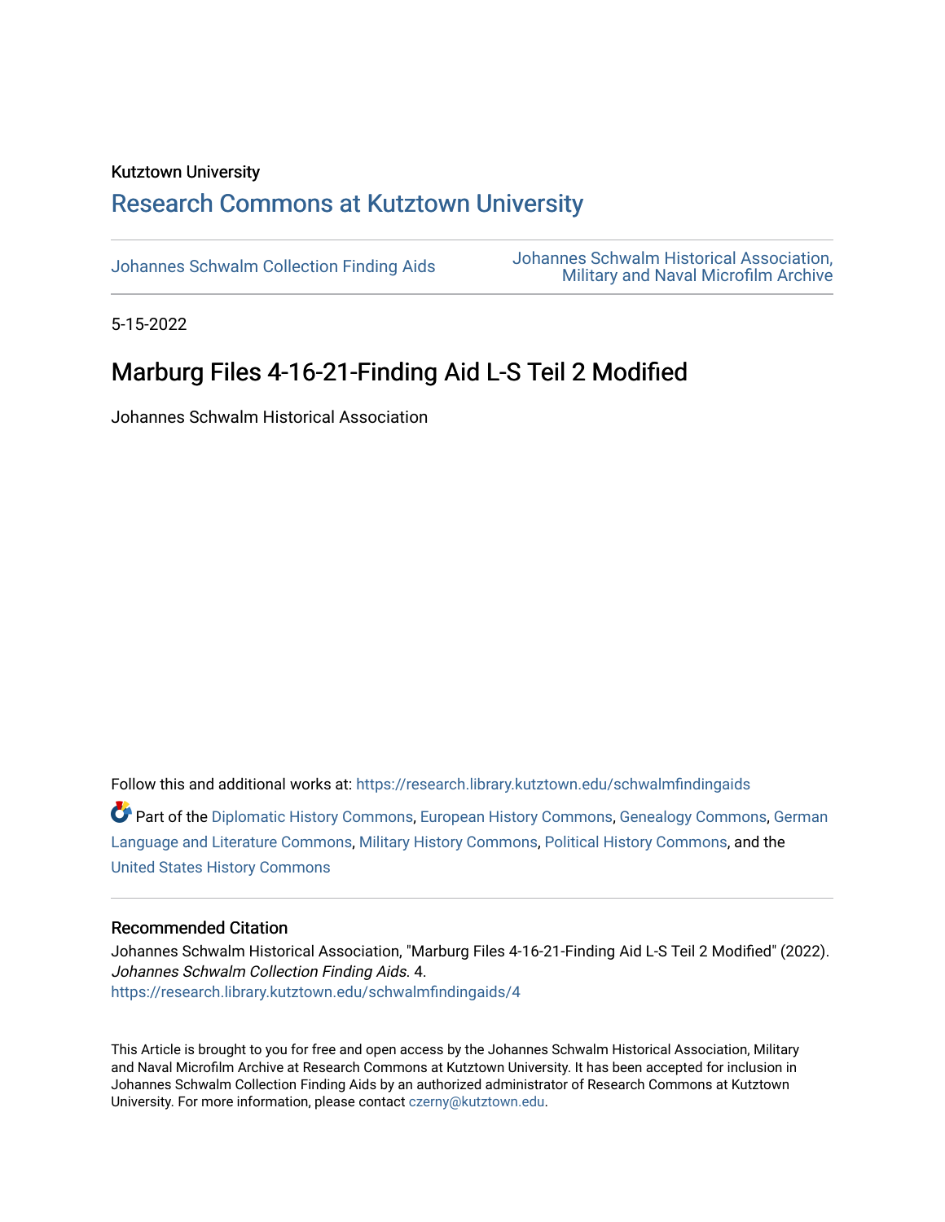Kutztown University

## Research Commons at Kutztown University

Johannes Schwalm Collection Finding Aids

Johannes Schwalm Historical Association, Military and Naval Microfilm Archive

5-15-2022

# Marburg Files 4-16-21-Finding Aid L-S Teil 2 Modified

Johannes Schwalm Historical Association

Follow this and additional works at: https://research.library.kutztown.edu/schwalmfindingaids

Part of the Diplomatic History Commons, European History Commons, Genealogy Commons, German Language and Literature Commons, Military History Commons, Political History Commons, and the United States History Commons

### Recommended Citation

Johannes Schwalm Historical Association, "Marburg Files 4-16-21-Finding Aid L-S Teil 2 Modified" (2022). *Johannes Schwalm Collection Finding Aids*. 4.
https://research.library.kutztown.edu/schwalmfindingaids/4

This Article is brought to you for free and open access by the Johannes Schwalm Historical Association, Military and Naval Microfilm Archive at Research Commons at Kutztown University. It has been accepted for inclusion in Johannes Schwalm Collection Finding Aids by an authorized administrator of Research Commons at Kutztown University. For more information, please contact czerny@kutztown.edu.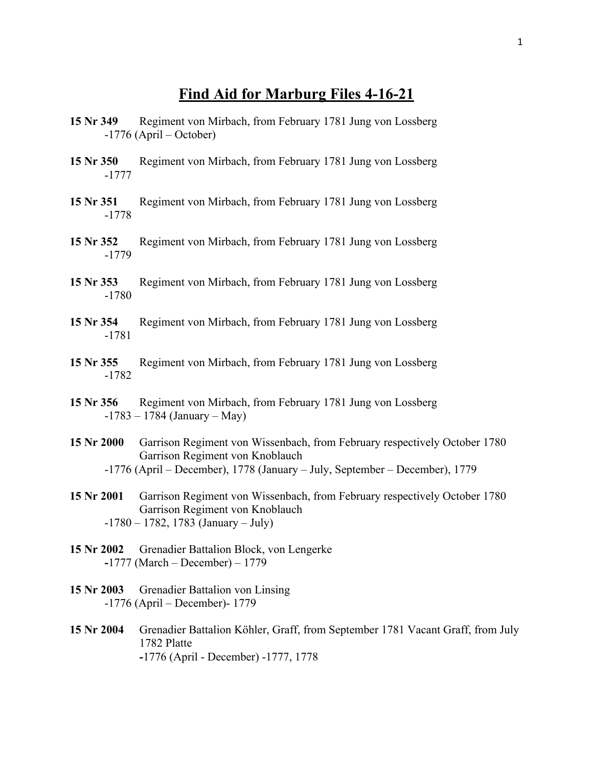# Find Aid for Marburg Files 4-16-21

**15 Nr 349** Regiment von Mirbach, from February 1781 Jung von Lossberg
-1776 (April – October)

**15 Nr 350** Regiment von Mirbach, from February 1781 Jung von Lossberg
-1777

**15 Nr 351** Regiment von Mirbach, from February 1781 Jung von Lossberg
-1778

**15 Nr 352** Regiment von Mirbach, from February 1781 Jung von Lossberg
-1779

**15 Nr 353** Regiment von Mirbach, from February 1781 Jung von Lossberg
-1780

**15 Nr 354** Regiment von Mirbach, from February 1781 Jung von Lossberg
-1781

**15 Nr 355** Regiment von Mirbach, from February 1781 Jung von Lossberg
-1782

**15 Nr 356** Regiment von Mirbach, from February 1781 Jung von Lossberg
-1783 – 1784 (January – May)

**15 Nr 2000** Garrison Regiment von Wissenbach, from February respectively October 1780 Garrison Regiment von Knoblauch
-1776 (April – December), 1778 (January – July, September – December), 1779

**15 Nr 2001** Garrison Regiment von Wissenbach, from February respectively October 1780 Garrison Regiment von Knoblauch
-1780 – 1782, 1783 (January – July)

**15 Nr 2002** Grenadier Battalion Block, von Lengerke
**-**1777 (March – December) – 1779

**15 Nr 2003** Grenadier Battalion von Linsing
-1776 (April – December)- 1779

**15 Nr 2004** Grenadier Battalion Köhler, Graff, from September 1781 Vacant Graff, from July 1782 Platte
**-**1776 (April - December) -1777, 1778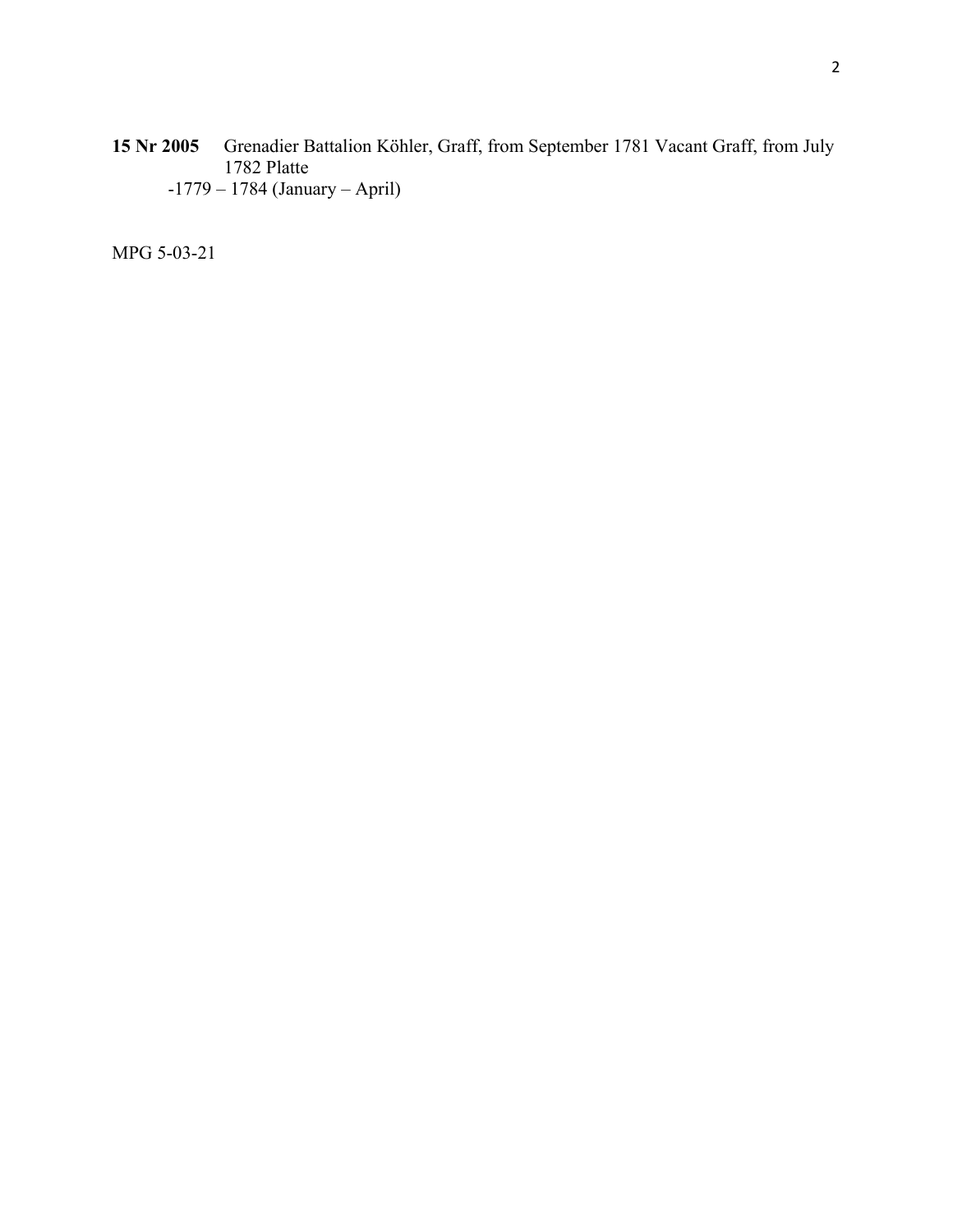**15 Nr 2005** Grenadier Battalion Köhler, Graff, from September 1781 Vacant Graff, from July 1782 Platte

-1779 – 1784 (January – April)

MPG 5-03-21